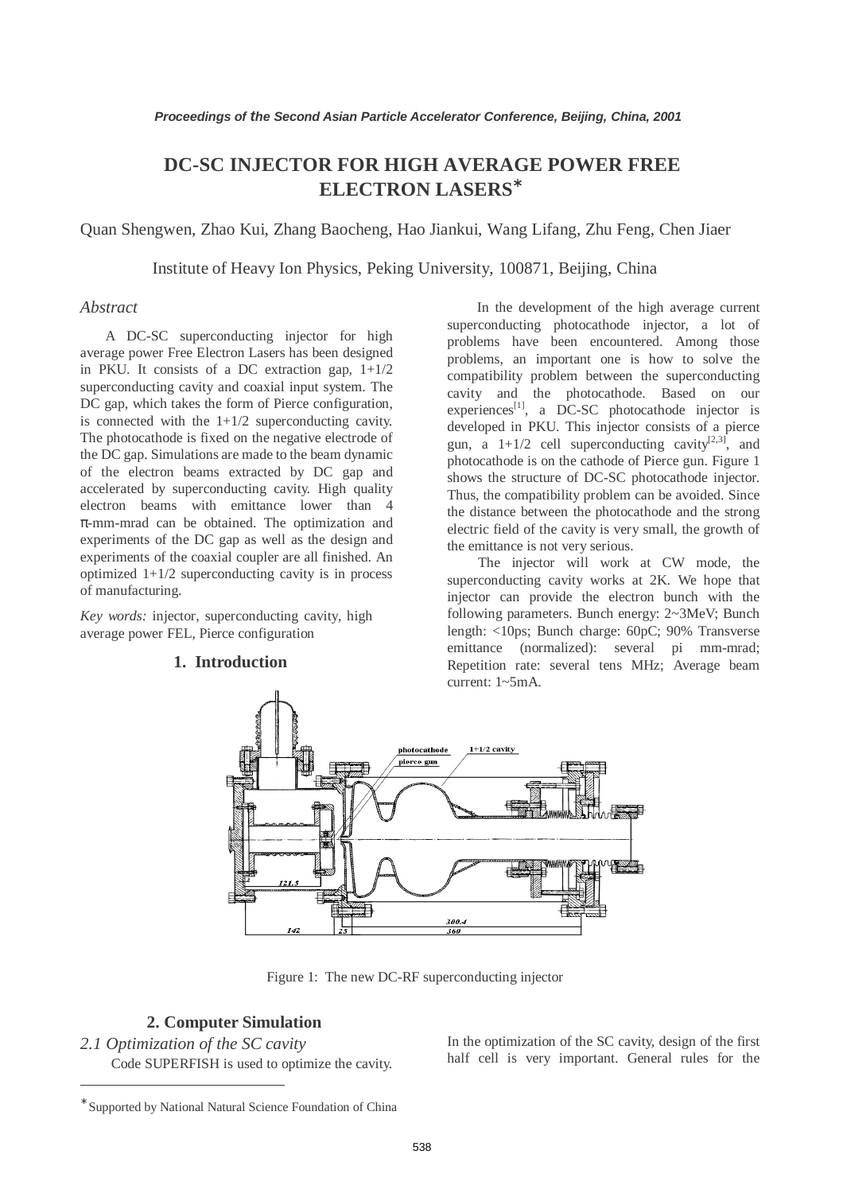# DC-SC INJECTOR FOR HIGH AVERAGE POWER FREE ELECTRON LASERS*

Quan Shengwen, Zhao Kui, Zhang Baocheng, Hao Jiankui, Wang Lifang, Zhu Feng, Chen Jiaer

Institute of Heavy Ion Physics, Peking University, 100871, Beijing, China

*Abstract*

A DC-SC superconducting injector for high average power Free Electron Lasers has been designed in PKU. It consists of a DC extraction gap, 1+1/2 superconducting cavity and coaxial input system. The DC gap, which takes the form of Pierce configuration, is connected with the 1+1/2 superconducting cavity. The photocathode is fixed on the negative electrode of the DC gap. Simulations are made to the beam dynamic of the electron beams extracted by DC gap and accelerated by superconducting cavity. High quality electron beams with emittance lower than 4 π-mm-mrad can be obtained. The optimization and experiments of the DC gap as well as the design and experiments of the coaxial coupler are all finished. An optimized 1+1/2 superconducting cavity is in process of manufacturing.

*Key words:* injector, superconducting cavity, high average power FEL, Pierce configuration

## 1. Introduction

In the development of the high average current superconducting photocathode injector, a lot of problems have been encountered. Among those problems, an important one is how to solve the compatibility problem between the superconducting cavity and the photocathode. Based on our experiences[1], a DC-SC photocathode injector is developed in PKU. This injector consists of a pierce gun, a 1+1/2 cell superconducting cavity[2,3], and photocathode is on the cathode of Pierce gun. Figure 1 shows the structure of DC-SC photocathode injector. Thus, the compatibility problem can be avoided. Since the distance between the photocathode and the strong electric field of the cavity is very small, the growth of the emittance is not very serious.

The injector will work at CW mode, the superconducting cavity works at 2K. We hope that injector can provide the electron bunch with the following parameters. Bunch energy: 2~3MeV; Bunch length: <10ps; Bunch charge: 60pC; 90% Transverse emittance (normalized): several pi mm-mrad; Repetition rate: several tens MHz; Average beam current: 1~5mA.

Figure 1: The new DC-RF superconducting injector

## 2. Computer Simulation

### 2.1 Optimization of the SC cavity

Code SUPERFISH is used to optimize the cavity. In the optimization of the SC cavity, design of the first half cell is very important. General rules for the

*Supported by National Natural Science Foundation of China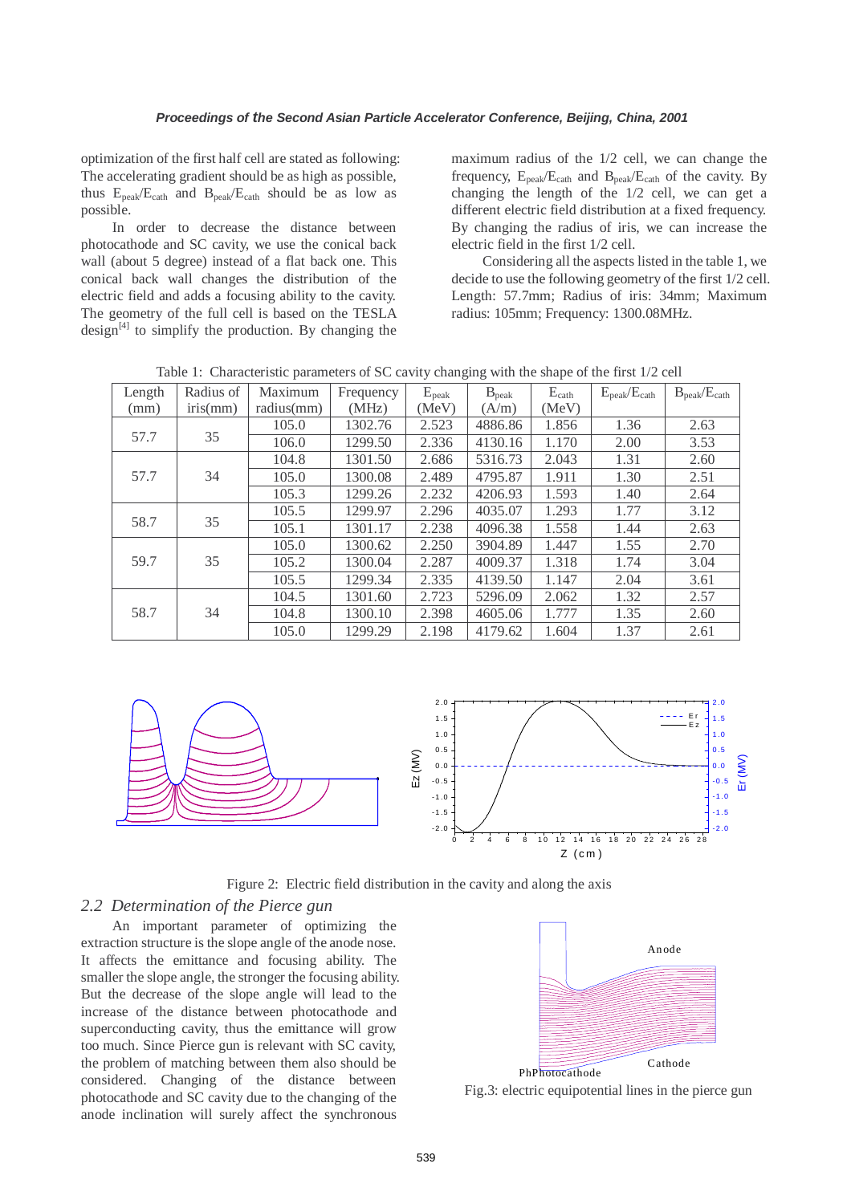optimization of the first half cell are stated as following: The accelerating gradient should be as high as possible, thus $E_{peak}/E_{cath}$ and $B_{peak}/E_{cath}$ should be as low as possible.

In order to decrease the distance between photocathode and SC cavity, we use the conical back wall (about 5 degree) instead of a flat back one. This conical back wall changes the distribution of the electric field and adds a focusing ability to the cavity. The geometry of the full cell is based on the TESLA design[4] to simplify the production. By changing the maximum radius of the 1/2 cell, we can change the frequency, $E_{peak}/E_{cath}$ and $B_{peak}/E_{cath}$ of the cavity. By changing the length of the 1/2 cell, we can get a different electric field distribution at a fixed frequency. By changing the radius of iris, we can increase the electric field in the first 1/2 cell.

Considering all the aspects listed in the table 1, we decide to use the following geometry of the first 1/2 cell. Length: 57.7mm; Radius of iris: 34mm; Maximum radius: 105mm; Frequency: 1300.08MHz.

Table 1: Characteristic parameters of SC cavity changing with the shape of the first 1/2 cell

| Length (mm) | Radius of iris(mm) | Maximum radius(mm) | Frequency (MHz) | $E_{peak}$ (MeV) | $B_{peak}$ (A/m) | $E_{cath}$ (MeV) | $E_{peak}/E_{cath}$ | $B_{peak}/E_{cath}$ |
|---|---|---|---|---|---|---|---|---|
| 57.7 | 35 | 105.0 | 1302.76 | 2.523 | 4886.86 | 1.856 | 1.36 | 2.63 |
| | | 106.0 | 1299.50 | 2.336 | 4130.16 | 1.170 | 2.00 | 3.53 |
| 57.7 | 34 | 104.8 | 1301.50 | 2.686 | 5316.73 | 2.043 | 1.31 | 2.60 |
| | | 105.0 | 1300.08 | 2.489 | 4795.87 | 1.911 | 1.30 | 2.51 |
| | | 105.3 | 1299.26 | 2.232 | 4206.93 | 1.593 | 1.40 | 2.64 |
| 58.7 | 35 | 105.5 | 1299.97 | 2.296 | 4035.07 | 1.293 | 1.77 | 3.12 |
| | | 105.1 | 1301.17 | 2.238 | 4096.38 | 1.558 | 1.44 | 2.63 |
| 59.7 | 35 | 105.0 | 1300.62 | 2.250 | 3904.89 | 1.447 | 1.55 | 2.70 |
| | | 105.2 | 1300.04 | 2.287 | 4009.37 | 1.318 | 1.74 | 3.04 |
| | | 105.5 | 1299.34 | 2.335 | 4139.50 | 1.147 | 2.04 | 3.61 |
| 58.7 | 34 | 104.5 | 1301.60 | 2.723 | 5296.09 | 2.062 | 1.32 | 2.57 |
| | | 104.8 | 1300.10 | 2.398 | 4605.06 | 1.777 | 1.35 | 2.60 |
| | | 105.0 | 1299.29 | 2.198 | 4179.62 | 1.604 | 1.37 | 2.61 |

Figure 2: Electric field distribution in the cavity and along the axis

## 2.2 Determination of the Pierce gun

An important parameter of optimizing the extraction structure is the slope angle of the anode nose. It affects the emittance and focusing ability. The smaller the slope angle, the stronger the focusing ability. But the decrease of the slope angle will lead to the increase of the distance between photocathode and superconducting cavity, thus the emittance will grow too much. Since Pierce gun is relevant with SC cavity, the problem of matching between them also should be considered. Changing of the distance between photocathode and SC cavity due to the changing of the anode inclination will surely affect the synchronous

Fig.3: electric equipotential lines in the pierce gun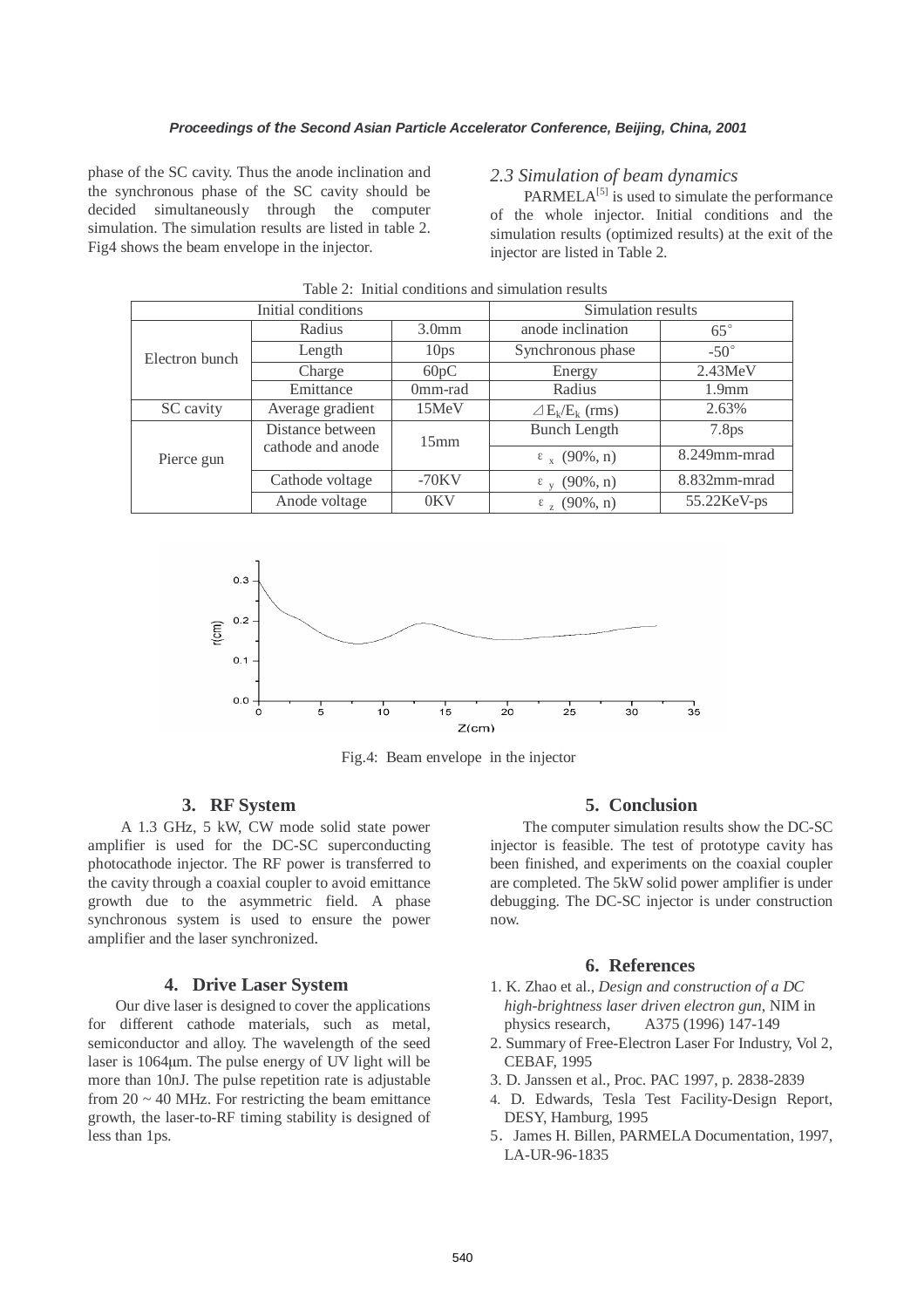phase of the SC cavity. Thus the anode inclination and the synchronous phase of the SC cavity should be decided simultaneously through the computer simulation. The simulation results are listed in table 2. Fig4 shows the beam envelope in the injector.

### *2.3 Simulation of beam dynamics*

PARMELA[5] is used to simulate the performance of the whole injector. Initial conditions and the simulation results (optimized results) at the exit of the injector are listed in Table 2.

Table 2: Initial conditions and simulation results

| Initial conditions | | | Simulation results | |
|---|---|---|---|---|
| Electron bunch | Radius | 3.0mm | anode inclination | 65° |
| | Length | 10ps | Synchronous phase | -50° |
| | Charge | 60pC | Energy | 2.43MeV |
| | Emittance | 0mm-rad | Radius | 1.9mm |
| SC cavity | Average gradient | 15MeV | $\Delta E_k/E_k$ (rms) | 2.63% |
| Pierce gun | Distance between cathode and anode | 15mm | Bunch Length | 7.8ps |
| | | | $\varepsilon_x$ (90%, n) | 8.249mm-mrad |
| | Cathode voltage | -70KV | $\varepsilon_y$ (90%, n) | 8.832mm-mrad |
| | Anode voltage | 0KV | $\varepsilon_z$ (90%, n) | 55.22KeV-ps |

r(cm)
0.3
0.2
0.1
0.0
0 5 10 15 20 25 30 35
Z(cm)

Fig.4: Beam envelope in the injector

## 3. RF System

A 1.3 GHz, 5 kW, CW mode solid state power amplifier is used for the DC-SC superconducting photocathode injector. The RF power is transferred to the cavity through a coaxial coupler to avoid emittance growth due to the asymmetric field. A phase synchronous system is used to ensure the power amplifier and the laser synchronized.

## 4. Drive Laser System

Our dive laser is designed to cover the applications for different cathode materials, such as metal, semiconductor and alloy. The wavelength of the seed laser is 1064μm. The pulse energy of UV light will be more than 10nJ. The pulse repetition rate is adjustable from 20 ~ 40 MHz. For restricting the beam emittance growth, the laser-to-RF timing stability is designed of less than 1ps.

## 5. Conclusion

The computer simulation results show the DC-SC injector is feasible. The test of prototype cavity has been finished, and experiments on the coaxial coupler are completed. The 5kW solid power amplifier is under debugging. The DC-SC injector is under construction now.

## 6. References

1. K. Zhao et al., *Design and construction of a DC high-brightness laser driven electron gun*, NIM in physics research, A375 (1996) 147-149
2. Summary of Free-Electron Laser For Industry, Vol 2, CEBAF, 1995
3. D. Janssen et al., Proc. PAC 1997, p. 2838-2839
4. D. Edwards, Tesla Test Facility-Design Report, DESY, Hamburg, 1995
5. James H. Billen, PARMELA Documentation, 1997, LA-UR-96-1835